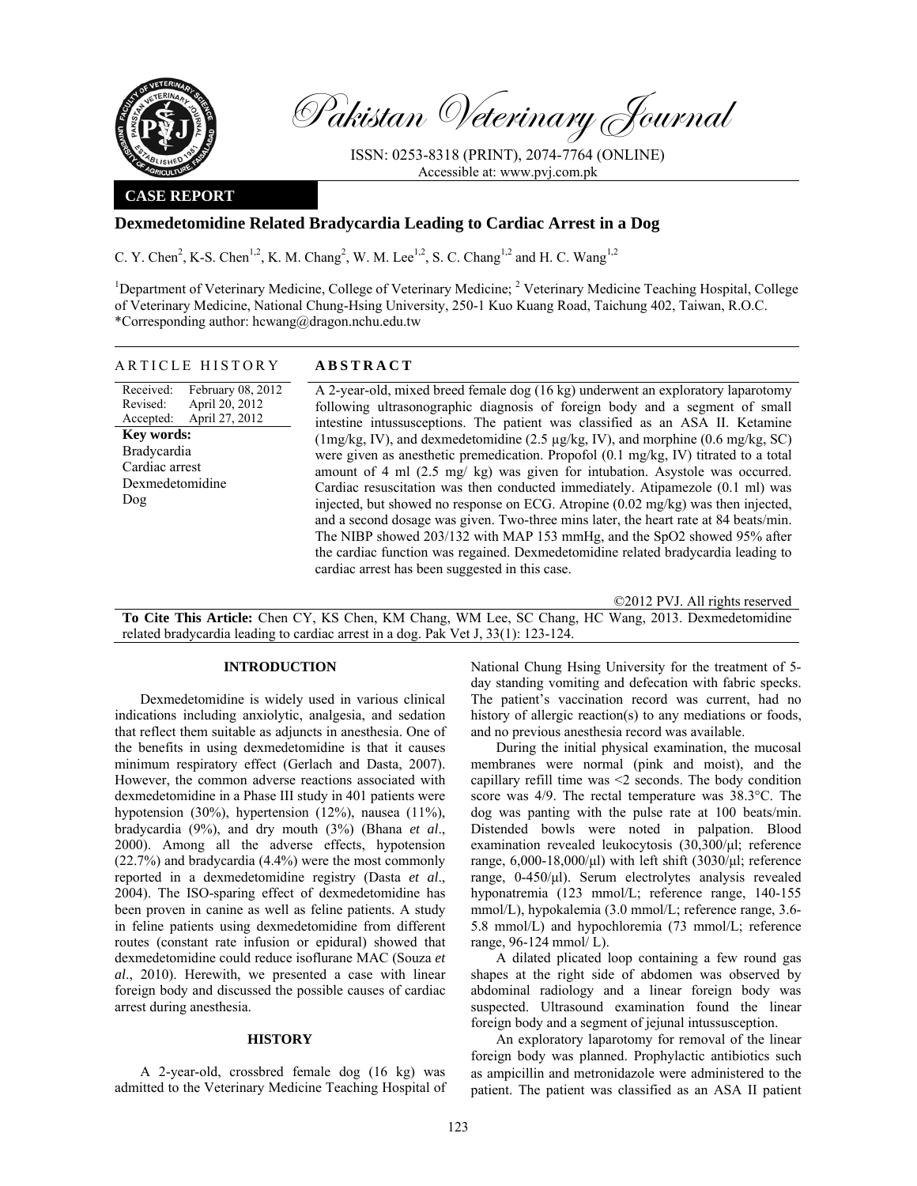Pakistan Veterinary Journal

ISSN: 0253-8318 (PRINT), 2074-7764 (ONLINE)
Accessible at: www.pvj.com.pk

**CASE REPORT**

# Dexmedetomidine Related Bradycardia Leading to Cardiac Arrest in a Dog

C. Y. Chen[2], K-S. Chen[1,2], K. M. Chang[2], W. M. Lee[1,2], S. C. Chang[1,2] and H. C. Wang[1,2]

[1]Department of Veterinary Medicine, College of Veterinary Medicine; [2] Veterinary Medicine Teaching Hospital, College of Veterinary Medicine, National Chung-Hsing University, 250-1 Kuo Kuang Road, Taichung 402, Taiwan, R.O.C.
*Corresponding author: hcwang@dragon.nchu.edu.tw

## ARTICLE HISTORY

Received: February 08, 2012
Revised: April 20, 2012
Accepted: April 27, 2012

**Key words:**
Bradycardia
Cardiac arrest
Dexmedetomidine
Dog

## ABSTRACT

A 2-year-old, mixed breed female dog (16 kg) underwent an exploratory laparotomy following ultrasonographic diagnosis of foreign body and a segment of small intestine intussusceptions. The patient was classified as an ASA II. Ketamine (1mg/kg, IV), and dexmedetomidine (2.5 µg/kg, IV), and morphine (0.6 mg/kg, SC) were given as anesthetic premedication. Propofol (0.1 mg/kg, IV) titrated to a total amount of 4 ml (2.5 mg/ kg) was given for intubation. Asystole was occurred. Cardiac resuscitation was then conducted immediately. Atipamezole (0.1 ml) was injected, but showed no response on ECG. Atropine (0.02 mg/kg) was then injected, and a second dosage was given. Two-three mins later, the heart rate at 84 beats/min. The NIBP showed 203/132 with MAP 153 mmHg, and the SpO2 showed 95% after the cardiac function was regained. Dexmedetomidine related bradycardia leading to cardiac arrest has been suggested in this case.

©2012 PVJ. All rights reserved

**To Cite This Article:** Chen CY, KS Chen, KM Chang, WM Lee, SC Chang, HC Wang, 2013. Dexmedetomidine related bradycardia leading to cardiac arrest in a dog. Pak Vet J, 33(1): 123-124.

## INTRODUCTION

Dexmedetomidine is widely used in various clinical indications including anxiolytic, analgesia, and sedation that reflect them suitable as adjuncts in anesthesia. One of the benefits in using dexmedetomidine is that it causes minimum respiratory effect (Gerlach and Dasta, 2007). However, the common adverse reactions associated with dexmedetomidine in a Phase III study in 401 patients were hypotension (30%), hypertension (12%), nausea (11%), bradycardia (9%), and dry mouth (3%) (Bhana *et al*., 2000). Among all the adverse effects, hypotension (22.7%) and bradycardia (4.4%) were the most commonly reported in a dexmedetomidine registry (Dasta *et al*., 2004). The ISO-sparing effect of dexmedetomidine has been proven in canine as well as feline patients. A study in feline patients using dexmedetomidine from different routes (constant rate infusion or epidural) showed that dexmedetomidine could reduce isoflurane MAC (Souza *et al*., 2010). Herewith, we presented a case with linear foreign body and discussed the possible causes of cardiac arrest during anesthesia.

## HISTORY

A 2-year-old, crossbred female dog (16 kg) was admitted to the Veterinary Medicine Teaching Hospital of National Chung Hsing University for the treatment of 5-day standing vomiting and defecation with fabric specks. The patient's vaccination record was current, had no history of allergic reaction(s) to any mediations or foods, and no previous anesthesia record was available.

During the initial physical examination, the mucosal membranes were normal (pink and moist), and the capillary refill time was <2 seconds. The body condition score was 4/9. The rectal temperature was 38.3°C. The dog was panting with the pulse rate at 100 beats/min. Distended bowls were noted in palpation. Blood examination revealed leukocytosis (30,300/µl; reference range, 6,000-18,000/µl) with left shift (3030/µl; reference range, 0-450/µl). Serum electrolytes analysis revealed hyponatremia (123 mmol/L; reference range, 140-155 mmol/L), hypokalemia (3.0 mmol/L; reference range, 3.6-5.8 mmol/L) and hypochloremia (73 mmol/L; reference range, 96-124 mmol/ L).

A dilated plicated loop containing a few round gas shapes at the right side of abdomen was observed by abdominal radiology and a linear foreign body was suspected. Ultrasound examination found the linear foreign body and a segment of jejunal intussusception.

An exploratory laparotomy for removal of the linear foreign body was planned. Prophylactic antibiotics such as ampicillin and metronidazole were administered to the patient. The patient was classified as an ASA II patient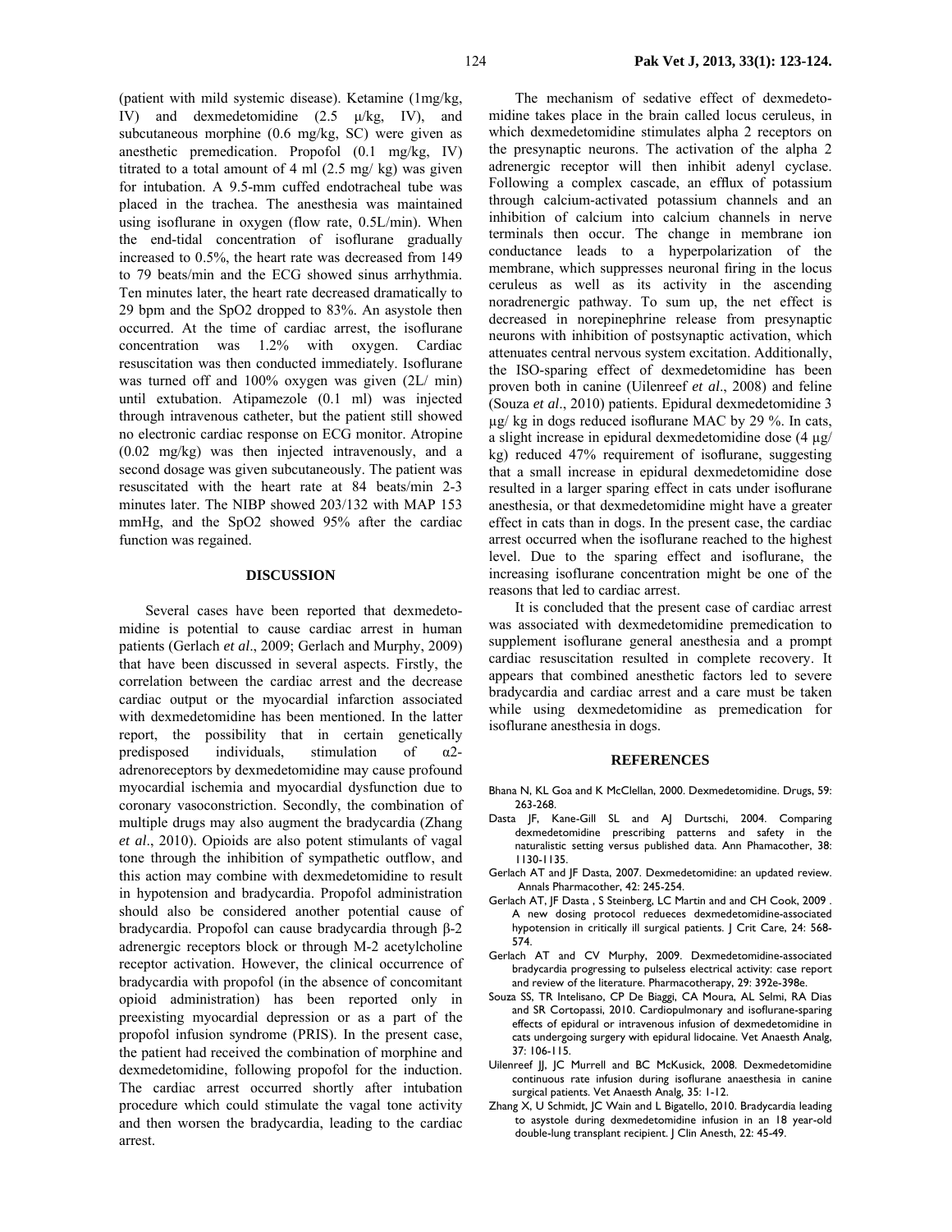(patient with mild systemic disease). Ketamine (1mg/kg, IV) and dexmedetomidine (2.5 µ/kg, IV), and subcutaneous morphine (0.6 mg/kg, SC) were given as anesthetic premedication. Propofol (0.1 mg/kg, IV) titrated to a total amount of 4 ml (2.5 mg/ kg) was given for intubation. A 9.5-mm cuffed endotracheal tube was placed in the trachea. The anesthesia was maintained using isoflurane in oxygen (flow rate, 0.5L/min). When the end-tidal concentration of isoflurane gradually increased to 0.5%, the heart rate was decreased from 149 to 79 beats/min and the ECG showed sinus arrhythmia. Ten minutes later, the heart rate decreased dramatically to 29 bpm and the SpO2 dropped to 83%. An asystole then occurred. At the time of cardiac arrest, the isoflurane concentration was 1.2% with oxygen. Cardiac resuscitation was then conducted immediately. Isoflurane was turned off and 100% oxygen was given (2L/ min) until extubation. Atipamezole (0.1 ml) was injected through intravenous catheter, but the patient still showed no electronic cardiac response on ECG monitor. Atropine (0.02 mg/kg) was then injected intravenously, and a second dosage was given subcutaneously. The patient was resuscitated with the heart rate at 84 beats/min 2-3 minutes later. The NIBP showed 203/132 with MAP 153 mmHg, and the SpO2 showed 95% after the cardiac function was regained.

## DISCUSSION

Several cases have been reported that dexmedetomidine is potential to cause cardiac arrest in human patients (Gerlach *et al*., 2009; Gerlach and Murphy, 2009) that have been discussed in several aspects. Firstly, the correlation between the cardiac arrest and the decrease cardiac output or the myocardial infarction associated with dexmedetomidine has been mentioned. In the latter report, the possibility that in certain genetically predisposed individuals, stimulation of α2-adrenoreceptors by dexmedetomidine may cause profound myocardial ischemia and myocardial dysfunction due to coronary vasoconstriction. Secondly, the combination of multiple drugs may also augment the bradycardia (Zhang *et al*., 2010). Opioids are also potent stimulants of vagal tone through the inhibition of sympathetic outflow, and this action may combine with dexmedetomidine to result in hypotension and bradycardia. Propofol administration should also be considered another potential cause of bradycardia. Propofol can cause bradycardia through β-2 adrenergic receptors block or through M-2 acetylcholine receptor activation. However, the clinical occurrence of bradycardia with propofol (in the absence of concomitant opioid administration) has been reported only in preexisting myocardial depression or as a part of the propofol infusion syndrome (PRIS). In the present case, the patient had received the combination of morphine and dexmedetomidine, following propofol for the induction. The cardiac arrest occurred shortly after intubation procedure which could stimulate the vagal tone activity and then worsen the bradycardia, leading to the cardiac arrest.

The mechanism of sedative effect of dexmedetomidine takes place in the brain called locus ceruleus, in which dexmedetomidine stimulates alpha 2 receptors on the presynaptic neurons. The activation of the alpha 2 adrenergic receptor will then inhibit adenyl cyclase. Following a complex cascade, an efflux of potassium through calcium-activated potassium channels and an inhibition of calcium into calcium channels in nerve terminals then occur. The change in membrane ion conductance leads to a hyperpolarization of the membrane, which suppresses neuronal firing in the locus ceruleus as well as its activity in the ascending noradrenergic pathway. To sum up, the net effect is decreased in norepinephrine release from presynaptic neurons with inhibition of postsynaptic activation, which attenuates central nervous system excitation. Additionally, the ISO-sparing effect of dexmedetomidine has been proven both in canine (Uilenreef *et al*., 2008) and feline (Souza *et al*., 2010) patients. Epidural dexmedetomidine 3 µg/ kg in dogs reduced isoflurane MAC by 29 %. In cats, a slight increase in epidural dexmedetomidine dose (4 µg/ kg) reduced 47% requirement of isoflurane, suggesting that a small increase in epidural dexmedetomidine dose resulted in a larger sparing effect in cats under isoflurane anesthesia, or that dexmedetomidine might have a greater effect in cats than in dogs. In the present case, the cardiac arrest occurred when the isoflurane reached to the highest level. Due to the sparing effect and isoflurane, the increasing isoflurane concentration might be one of the reasons that led to cardiac arrest.

It is concluded that the present case of cardiac arrest was associated with dexmedetomidine premedication to supplement isoflurane general anesthesia and a prompt cardiac resuscitation resulted in complete recovery. It appears that combined anesthetic factors led to severe bradycardia and cardiac arrest and a care must be taken while using dexmedetomidine as premedication for isoflurane anesthesia in dogs.

## REFERENCES

Bhana N, KL Goa and K McClellan, 2000. Dexmedetomidine. Drugs, 59: 263-268.

Dasta JF, Kane-Gill SL and AJ Durtschi, 2004. Comparing dexmedetomidine prescribing patterns and safety in the naturalistic setting versus published data. Ann Phamacother, 38: 1130-1135.

Gerlach AT and JF Dasta, 2007. Dexmedetomidine: an updated review. Annals Pharmacother, 42: 245-254.

Gerlach AT, JF Dasta , S Steinberg, LC Martin and and CH Cook, 2009 . A new dosing protocol redueces dexmedetomidine-associated hypotension in critically ill surgical patients. J Crit Care, 24: 568-574.

Gerlach AT and CV Murphy, 2009. Dexmedetomidine-associated bradycardia progressing to pulseless electrical activity: case report and review of the literature. Pharmacotherapy, 29: 392e-398e.

Souza SS, TR Intelisano, CP De Biaggi, CA Moura, AL Selmi, RA Dias and SR Cortopassi, 2010. Cardiopulmonary and isoflurane-sparing effects of epidural or intravenous infusion of dexmedetomidine in cats undergoing surgery with epidural lidocaine. Vet Anaesth Analg, 37: 106-115.

Uilenreef JJ, JC Murrell and BC McKusick, 2008. Dexmedetomidine continuous rate infusion during isoflurane anaesthesia in canine surgical patients. Vet Anaesth Analg, 35: 1-12.

Zhang X, U Schmidt, JC Wain and L Bigatello, 2010. Bradycardia leading to asystole during dexmedetomidine infusion in an 18 year-old double-lung transplant recipient. J Clin Anesth, 22: 45-49.